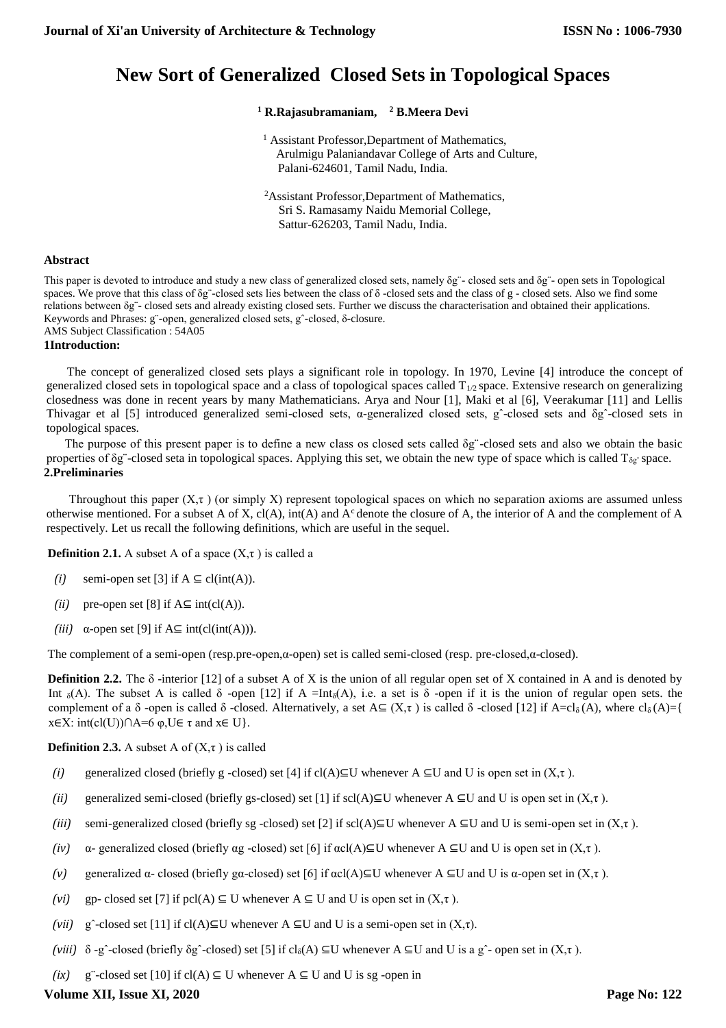# New Sort of Generalized Closed Sets in Topological Spaces

**[1] R.Rajasubramaniam, [2] B.Meera Devi**

[1] Assistant Professor,Department of Mathematics, Arulmigu Palaniandavar College of Arts and Culture, Palani-624601, Tamil Nadu, India.

[2]Assistant Professor,Department of Mathematics, Sri S. Ramasamy Naidu Memorial College, Sattur-626203, Tamil Nadu, India.

#### Abstract

This paper is devoted to introduce and study a new class of generalized closed sets, namely $\delta\ddot{g}$- closed sets and $\delta\ddot{g}$- open sets in Topological spaces. We prove that this class of $\delta\ddot{g}$-closed sets lies between the class of $\delta$ -closed sets and the class of g - closed sets. Also we find some relations between $\delta\ddot{g}$- closed sets and already existing closed sets. Further we discuss the characterisation and obtained their applications.
Keywords and Phrases: $\ddot{g}$-open, generalized closed sets, $\hat{g}$-closed, $\delta$-closure.
AMS Subject Classification : 54A05

## 1Introduction:

The concept of generalized closed sets plays a significant role in topology. In 1970, Levine [4] introduce the concept of generalized closed sets in topological space and a class of topological spaces called $T_{1/2}$ space. Extensive research on generalizing closedness was done in recent years by many Mathematicians. Arya and Nour [1], Maki et al [6], Veerakumar [11] and Lellis Thivagar et al [5] introduced generalized semi-closed sets, $\alpha$-generalized closed sets, $\hat{g}$-closed sets and $\delta\hat{g}$-closed sets in topological spaces.

The purpose of this present paper is to define a new class os closed sets called $\delta\ddot{g}$-closed sets and also we obtain the basic properties of $\delta\ddot{g}$-closed seta in topological spaces. Applying this set, we obtain the new type of space which is called $T_{\delta\ddot{g}}$ space.

## 2.Preliminaries

Throughout this paper $(X,\tau)$ (or simply X) represent topological spaces on which no separation axioms are assumed unless otherwise mentioned. For a subset A of X, cl(A), int(A) and $A^c$ denote the closure of A, the interior of A and the complement of A respectively. Let us recall the following definitions, which are useful in the sequel.

**Definition 2.1.** A subset A of a space $(X,\tau)$ is called a

*(i)* semi-open set [3] if $A \subseteq cl(int(A))$.

*(ii)* pre-open set [8] if $A\subseteq int(cl(A))$.

*(iii)* $\alpha$-open set [9] if $A\subseteq int(cl(int(A)))$.

The complement of a semi-open (resp.pre-open,$\alpha$-open) set is called semi-closed (resp. pre-closed,$\alpha$-closed).

**Definition 2.2.** The $\delta$ -interior [12] of a subset A of X is the union of all regular open set of X contained in A and is denoted by Int $_\delta(A)$. The subset A is called $\delta$ -open [12] if A $=Int_\delta(A)$, i.e. a set is $\delta$ -open if it is the union of regular open sets. the complement of a $\delta$ -open is called $\delta$ -closed. Alternatively, a set $A\subseteq (X,\tau)$ is called $\delta$ -closed [12] if $A=cl_\delta(A)$, where $cl_\delta(A)=\{x\in X: int(cl(U))\cap A=6\ \varphi, U\in \tau \text{ and } x\in U\}$.

**Definition 2.3.** A subset A of $(X,\tau)$ is called

*(i)* generalized closed (briefly g -closed) set [4] if $cl(A)\subseteq U$ whenever $A \subseteq U$ and U is open set in $(X,\tau)$.

*(ii)* generalized semi-closed (briefly gs-closed) set [1] if $scl(A)\subseteq U$ whenever $A \subseteq U$ and U is open set in $(X,\tau)$.

*(iii)* semi-generalized closed (briefly sg -closed) set [2] if $scl(A)\subseteq U$ whenever $A \subseteq U$ and U is semi-open set in $(X,\tau)$.

*(iv)* $\alpha$- generalized closed (briefly $\alpha$g -closed) set [6] if $\alpha cl(A)\subseteq U$ whenever $A \subseteq U$ and U is open set in $(X,\tau)$.

*(v)* generalized $\alpha$- closed (briefly g$\alpha$-closed) set [6] if $\alpha cl(A)\subseteq U$ whenever $A \subseteq U$ and U is $\alpha$-open set in $(X,\tau)$.

*(vi)* gp- closed set [7] if $pcl(A) \subseteq U$ whenever $A \subseteq U$ and U is open set in $(X,\tau)$.

*(vii)* $\hat{g}$-closed set [11] if $cl(A)\subseteq U$ whenever $A \subseteq U$ and U is a semi-open set in $(X,\tau)$.

*(viii)* $\delta$ -$\hat{g}$-closed (briefly $\delta\hat{g}$-closed) set [5] if $cl_\delta(A) \subseteq U$ whenever $A \subseteq U$ and U is a $\hat{g}$- open set in $(X,\tau)$.

*(ix)* $\ddot{g}$-closed set [10] if $cl(A) \subseteq U$ whenever $A \subseteq U$ and U is sg -open in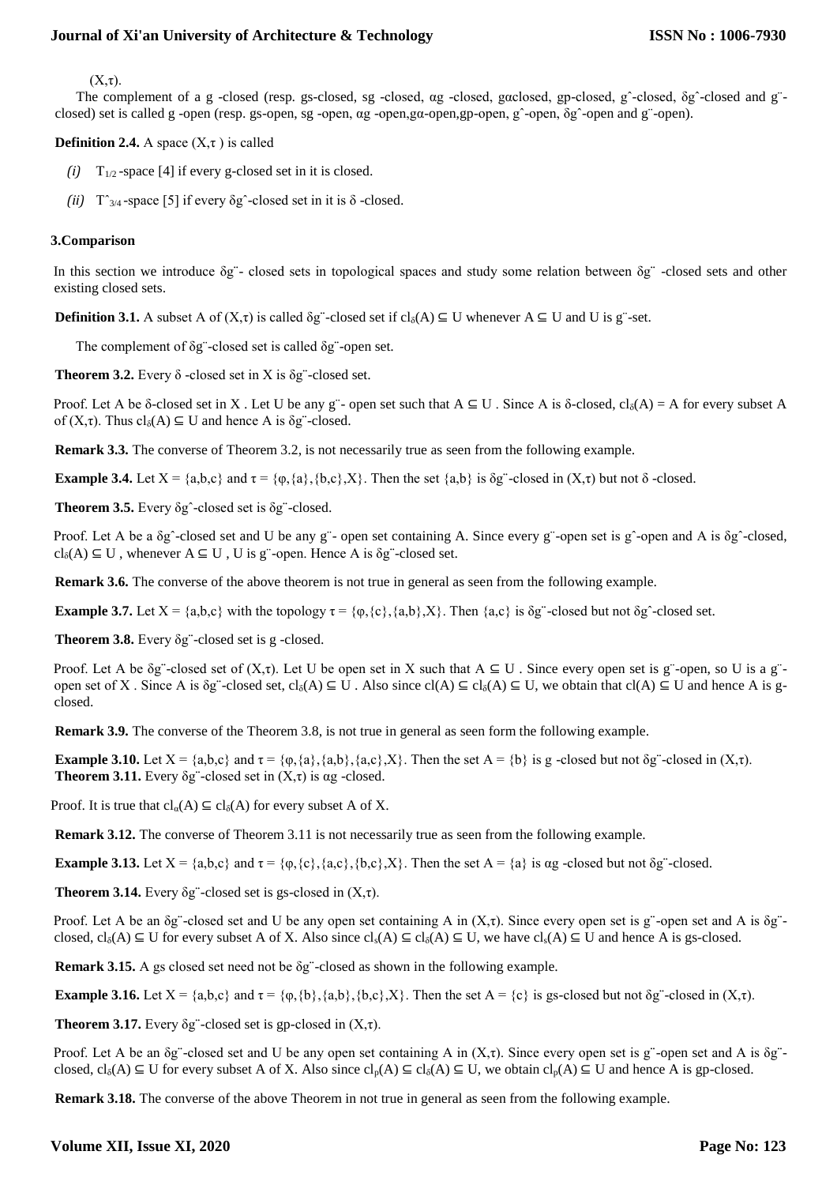$(X,\tau)$.

The complement of a g -closed (resp. gs-closed, sg -closed, αg -closed, gαclosed, gp-closed, $\hat{g}$-closed, $\delta\hat{g}$-closed and $\ddot{g}$-closed) set is called g -open (resp. gs-open, sg -open, αg -open,gα-open,gp-open, $\hat{g}$-open, $\delta\hat{g}$-open and $\ddot{g}$-open).

**Definition 2.4.** A space $(X,\tau)$ is called

*(i)* $T_{1/2}$ -space [4] if every g-closed set in it is closed.

*(ii)* $\hat{T}_{3/4}$ -space [5] if every $\delta\hat{g}$-closed set in it is δ -closed.

## 3.Comparison

In this section we introduce $\delta\ddot{g}$- closed sets in topological spaces and study some relation between $\delta\ddot{g}$ -closed sets and other existing closed sets.

**Definition 3.1.** A subset A of $(X,\tau)$ is called $\delta\ddot{g}$-closed set if $cl_\delta(A) \subseteq U$ whenever $A \subseteq U$ and U is $\ddot{g}$-set.

The complement of $\delta\ddot{g}$-closed set is called $\delta\ddot{g}$-open set.

**Theorem 3.2.** Every δ -closed set in X is $\delta\ddot{g}$-closed set.

Proof. Let A be δ-closed set in X . Let U be any $\ddot{g}$- open set such that $A \subseteq U$ . Since A is δ-closed, $cl_\delta(A) = A$ for every subset A of $(X,\tau)$. Thus $cl_\delta(A) \subseteq U$ and hence A is $\delta\ddot{g}$-closed.

**Remark 3.3.** The converse of Theorem 3.2, is not necessarily true as seen from the following example.

**Example 3.4.** Let X = {a,b,c} and τ = {φ,{a},{b,c},X}. Then the set {a,b} is $\delta\ddot{g}$-closed in $(X,\tau)$ but not δ -closed.

**Theorem 3.5.** Every $\delta\hat{g}$-closed set is $\delta\ddot{g}$-closed.

Proof. Let A be a $\delta\hat{g}$-closed set and U be any $\ddot{g}$- open set containing A. Since every $\ddot{g}$-open set is $\hat{g}$-open and A is $\delta\hat{g}$-closed, $cl_\delta(A) \subseteq U$ , whenever $A \subseteq U$ , U is $\ddot{g}$-open. Hence A is $\delta\ddot{g}$-closed set.

**Remark 3.6.** The converse of the above theorem is not true in general as seen from the following example.

**Example 3.7.** Let X = {a,b,c} with the topology τ = {φ,{c},{a,b},X}. Then {a,c} is $\delta\ddot{g}$-closed but not $\delta\hat{g}$-closed set.

**Theorem 3.8.** Every $\delta\ddot{g}$-closed set is g -closed.

Proof. Let A be $\delta\ddot{g}$-closed set of $(X,\tau)$. Let U be open set in X such that $A \subseteq U$ . Since every open set is $\ddot{g}$-open, so U is a $\ddot{g}$-open set of X . Since A is $\delta\ddot{g}$-closed set, $cl_\delta(A) \subseteq U$ . Also since $cl(A) \subseteq cl_\delta(A) \subseteq U$, we obtain that $cl(A) \subseteq U$ and hence A is g-closed.

**Remark 3.9.** The converse of the Theorem 3.8, is not true in general as seen form the following example.

**Example 3.10.** Let X = {a,b,c} and τ = {φ,{a},{a,b},{a,c},X}. Then the set A = {b} is g -closed but not $\delta\ddot{g}$-closed in $(X,\tau)$.

**Theorem 3.11.** Every $\delta\ddot{g}$-closed set in $(X,\tau)$ is αg -closed.

Proof. It is true that $cl_\alpha(A) \subseteq cl_\delta(A)$ for every subset A of X.

**Remark 3.12.** The converse of Theorem 3.11 is not necessarily true as seen from the following example.

**Example 3.13.** Let X = {a,b,c} and τ = {φ,{c},{a,c},{b,c},X}. Then the set A = {a} is αg -closed but not $\delta\ddot{g}$-closed.

**Theorem 3.14.** Every $\delta\ddot{g}$-closed set is gs-closed in $(X,\tau)$.

Proof. Let A be an $\delta\ddot{g}$-closed set and U be any open set containing A in $(X,\tau)$. Since every open set is $\ddot{g}$-open set and A is $\delta\ddot{g}$-closed, $cl_\delta(A) \subseteq U$ for every subset A of X. Also since $cl_s(A) \subseteq cl_\delta(A) \subseteq U$, we have $cl_s(A) \subseteq U$ and hence A is gs-closed.

**Remark 3.15.** A gs closed set need not be $\delta\ddot{g}$-closed as shown in the following example.

**Example 3.16.** Let X = {a,b,c} and τ = {φ,{b},{a,b},{b,c},X}. Then the set A = {c} is gs-closed but not $\delta\ddot{g}$-closed in $(X,\tau)$.

**Theorem 3.17.** Every $\delta\ddot{g}$-closed set is gp-closed in $(X,\tau)$.

Proof. Let A be an $\delta\ddot{g}$-closed set and U be any open set containing A in $(X,\tau)$. Since every open set is $\ddot{g}$-open set and A is $\delta\ddot{g}$-closed, $cl_\delta(A) \subseteq U$ for every subset A of X. Also since $cl_p(A) \subseteq cl_\delta(A) \subseteq U$, we obtain $cl_p(A) \subseteq U$ and hence A is gp-closed.

**Remark 3.18.** The converse of the above Theorem in not true in general as seen from the following example.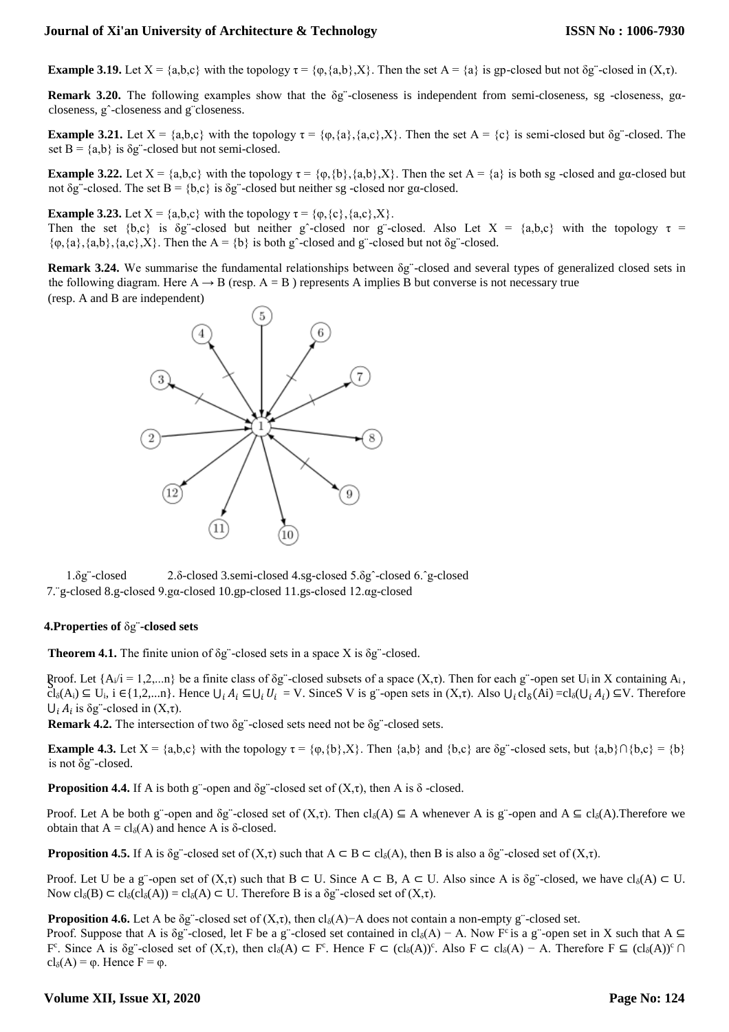**Example 3.19.** Let X = {a,b,c} with the topology τ = {φ,{a,b},X}. Then the set A = {a} is gp-closed but not δg¨-closed in (X,τ).

**Remark 3.20.** The following examples show that the δg¨-closeness is independent from semi-closeness, sg -closeness, gα-closeness, gˆ-closeness and g¨closeness.

**Example 3.21.** Let X = {a,b,c} with the topology τ = {φ,{a},{a,c},X}. Then the set A = {c} is semi-closed but δg¨-closed. The set B = {a,b} is δg¨-closed but not semi-closed.

**Example 3.22.** Let X = {a,b,c} with the topology τ = {φ,{b},{a,b},X}. Then the set A = {a} is both sg -closed and gα-closed but not δg¨-closed. The set B = {b,c} is δg¨-closed but neither sg -closed nor gα-closed.

**Example 3.23.** Let X = {a,b,c} with the topology τ = {φ,{c},{a,c},X}.
Then the set {b,c} is δg¨-closed but neither gˆ-closed nor g¨-closed. Also Let X = {a,b,c} with the topology τ = {φ,{a},{a,b},{a,c},X}. Then the A = {b} is both gˆ-closed and g¨-closed but not δg¨-closed.

**Remark 3.24.** We summarise the fundamental relationships between δg¨-closed and several types of generalized closed sets in the following diagram. Here A → B (resp. A = B ) represents A implies B but converse is not necessary true
(resp. A and B are independent)

1.δg¨-closed 2.δ-closed 3.semi-closed 4.sg-closed 5.δgˆ-closed 6.ˆg-closed
7.¨g-closed 8.g-closed 9.gα-closed 10.gp-closed 11.gs-closed 12.αg-closed

### 4.Properties of δg¨-closed sets

**Theorem 4.1.** The finite union of δg¨-closed sets in a space X is δg¨-closed.

Proof. Let $\{A_i / i = 1,2,...n\}$ be a finite class of δg¨-closed subsets of a space (X,τ). Then for each g¨-open set $U_i$ in X containing $A_i$, $cl_\delta(A_i) \subseteq U_i$, $i \in \{1,2,...n\}$. Hence $\bigcup_i A_i \subseteq \bigcup_i U_i = V$. SinceS V is g¨-open sets in (X,τ). Also $\bigcup_i cl_\delta(A_i) = cl_\delta(\bigcup_i A_i) \subseteq V$. Therefore $\bigcup_i A_i$ is δg¨-closed in (X,τ).

**Remark 4.2.** The intersection of two δg¨-closed sets need not be δg¨-closed sets.

**Example 4.3.** Let X = {a,b,c} with the topology τ = {φ,{b},X}. Then {a,b} and {b,c} are δg¨-closed sets, but {a,b}∩{b,c} = {b} is not δg¨-closed.

**Proposition 4.4.** If A is both g¨-open and δg¨-closed set of (X,τ), then A is δ -closed.

Proof. Let A be both g¨-open and δg¨-closed set of (X,τ). Then $cl_\delta(A) \subseteq A$ whenever A is g¨-open and $A \subseteq cl_\delta(A)$.Therefore we obtain that $A = cl_\delta(A)$ and hence A is δ-closed.

**Proposition 4.5.** If A is δg¨-closed set of (X,τ) such that $A \subset B \subset cl_\delta(A)$, then B is also a δg¨-closed set of (X,τ).

Proof. Let U be a g¨-open set of (X,τ) such that $B \subset U$. Since $A \subset B$, $A \subset U$. Also since A is δg¨-closed, we have $cl_\delta(A) \subset U$. Now $cl_\delta(B) \subset cl_\delta(cl_\delta(A)) = cl_\delta(A) \subset U$. Therefore B is a δg¨-closed set of (X,τ).

**Proposition 4.6.** Let A be δg¨-closed set of (X,τ), then $cl_\delta(A)-A$ does not contain a non-empty g¨-closed set.
Proof. Suppose that A is δg¨-closed, let F be a g¨-closed set contained in $cl_\delta(A) - A$. Now $F^c$ is a g¨-open set in X such that $A \subseteq F^c$. Since A is δg¨-closed set of (X,τ), then $cl_\delta(A) \subset F^c$. Hence $F \subset (cl_\delta(A))^c$. Also $F \subset cl_\delta(A) - A$. Therefore $F \subseteq (cl_\delta(A))^c \cap cl_\delta(A) = \varphi$. Hence F = φ.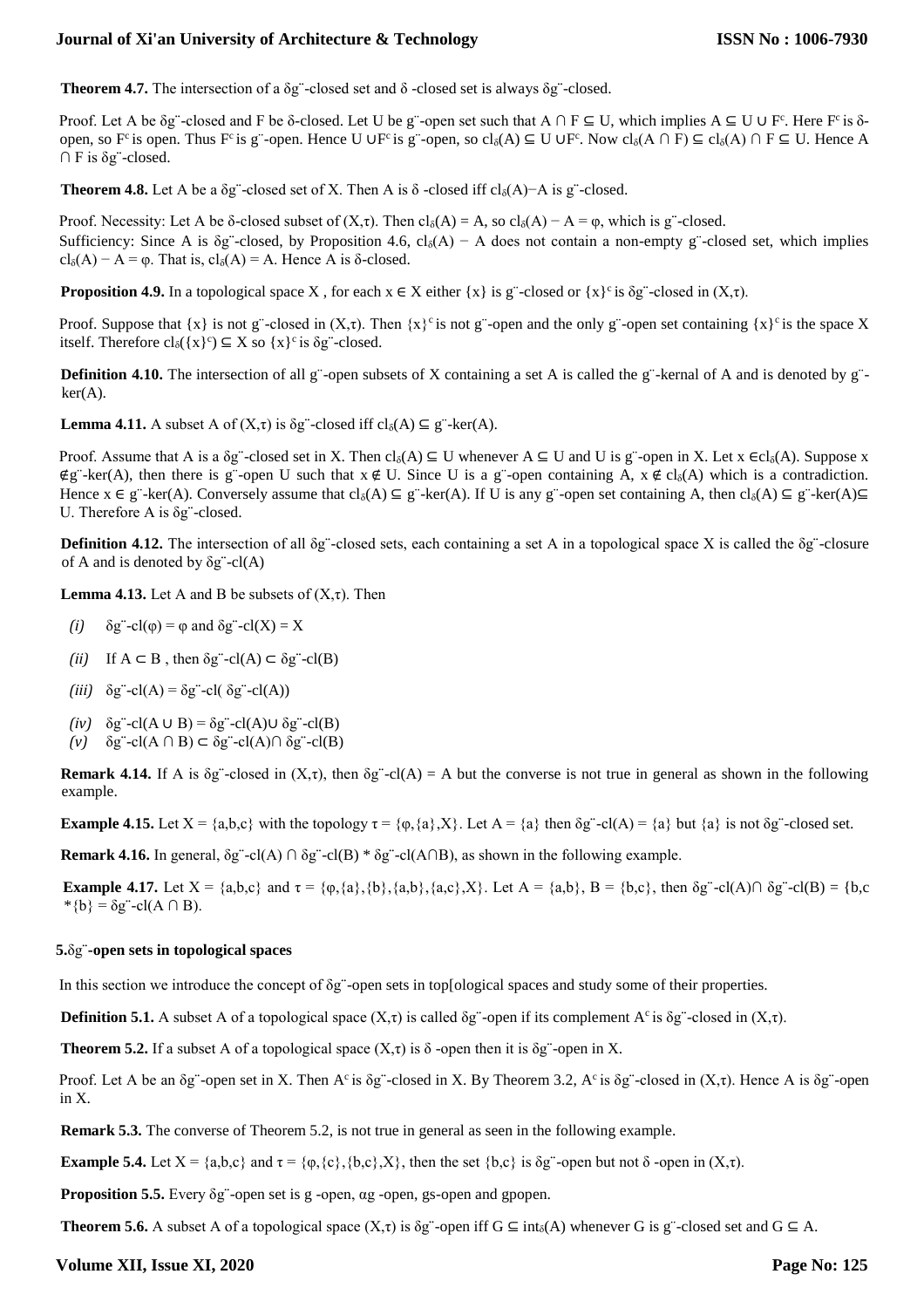**Theorem 4.7.** The intersection of a δg¨-closed set and δ -closed set is always δg¨-closed.

Proof. Let A be δg¨-closed and F be δ-closed. Let U be g¨-open set such that A ∩ F ⊆ U, which implies A ⊆ U ∪ $F^c$. Here $F^c$ is δ-open, so $F^c$ is open. Thus $F^c$ is g¨-open. Hence U ∪$F^c$ is g¨-open, so $cl_\delta(A) \subseteq U \cup F^c$. Now $cl_\delta(A \cap F) \subseteq cl_\delta(A) \cap F \subseteq U$. Hence A ∩ F is δg¨-closed.

**Theorem 4.8.** Let A be a δg¨-closed set of X. Then A is δ -closed iff $cl_\delta(A)-A$ is g¨-closed.

Proof. Necessity: Let A be δ-closed subset of (X,τ). Then $cl_\delta(A) = A$, so $cl_\delta(A) - A = \varphi$, which is g¨-closed.
Sufficiency: Since A is δg¨-closed, by Proposition 4.6, $cl_\delta(A) - A$ does not contain a non-empty g¨-closed set, which implies $cl_\delta(A) - A = \varphi$. That is, $cl_\delta(A) = A$. Hence A is δ-closed.

**Proposition 4.9.** In a topological space X , for each x ∈ X either {x} is g¨-closed or $\{x\}^c$ is δg¨-closed in (X,τ).

Proof. Suppose that {x} is not g¨-closed in (X,τ). Then $\{x\}^c$ is not g¨-open and the only g¨-open set containing $\{x\}^c$ is the space X itself. Therefore $cl_\delta(\{x\}^c) \subseteq X$ so $\{x\}^c$ is δg¨-closed.

**Definition 4.10.** The intersection of all g¨-open subsets of X containing a set A is called the g¨-kernal of A and is denoted by g¨-ker(A).

**Lemma 4.11.** A subset A of (X,τ) is δg¨-closed iff $cl_\delta(A) \subseteq$ g¨-ker(A).

Proof. Assume that A is a δg¨-closed set in X. Then $cl_\delta(A) \subseteq U$ whenever A ⊆ U and U is g¨-open in X. Let x ∈$cl_\delta(A)$. Suppose x ∉g¨-ker(A), then there is g¨-open U such that x ∉ U. Since U is a g¨-open containing A, x ∉ $cl_\delta(A)$ which is a contradiction. Hence x ∈ g¨-ker(A). Conversely assume that $cl_\delta(A) \subseteq$ g¨-ker(A). If U is any g¨-open set containing A, then $cl_\delta(A) \subseteq$ g¨-ker(A)⊆ U. Therefore A is δg¨-closed.

**Definition 4.12.** The intersection of all δg¨-closed sets, each containing a set A in a topological space X is called the δg¨-closure of A and is denoted by δg¨-cl(A)

**Lemma 4.13.** Let A and B be subsets of (X,τ). Then

*(i)* δg¨-cl(φ) = φ and δg¨-cl(X) = X

*(ii)* If A ⊂ B , then δg¨-cl(A) ⊂ δg¨-cl(B)

*(iii)* δg¨-cl(A) = δg¨-cl( δg¨-cl(A))

*(iv)* δg¨-cl(A ∪ B) = δg¨-cl(A)∪ δg¨-cl(B)

*(v)* δg¨-cl(A ∩ B) ⊂ δg¨-cl(A)∩ δg¨-cl(B)

**Remark 4.14.** If A is δg¨-closed in (X,τ), then δg¨-cl(A) = A but the converse is not true in general as shown in the following example.

**Example 4.15.** Let X = {a,b,c} with the topology τ = {φ,{a},X}. Let A = {a} then δg¨-cl(A) = {a} but {a} is not δg¨-closed set.

**Remark 4.16.** In general, δg¨-cl(A) ∩ δg¨-cl(B) * δg¨-cl(A∩B), as shown in the following example.

**Example 4.17.** Let X = {a,b,c} and τ = {φ,{a},{b},{a,b},{a,c},X}. Let A = {a,b}, B = {b,c}, then δg¨-cl(A)∩ δg¨-cl(B) = {b,c *{b} = δg¨-cl(A ∩ B).

## 5.δg¨-open sets in topological spaces

In this section we introduce the concept of δg¨-open sets in top[ological spaces and study some of their properties.

**Definition 5.1.** A subset A of a topological space (X,τ) is called δg¨-open if its complement $A^c$ is δg¨-closed in (X,τ).

**Theorem 5.2.** If a subset A of a topological space (X,τ) is δ -open then it is δg¨-open in X.

Proof. Let A be an δg¨-open set in X. Then $A^c$ is δg¨-closed in X. By Theorem 3.2, $A^c$ is δg¨-closed in (X,τ). Hence A is δg¨-open in X.

**Remark 5.3.** The converse of Theorem 5.2, is not true in general as seen in the following example.

**Example 5.4.** Let X = {a,b,c} and τ = {φ,{c},{b,c},X}, then the set {b,c} is δg¨-open but not δ -open in (X,τ).

**Proposition 5.5.** Every δg¨-open set is g -open, αg -open, gs-open and gpopen.

**Theorem 5.6.** A subset A of a topological space (X,τ) is δg¨-open iff G ⊆ $int_\delta(A)$ whenever G is g¨-closed set and G ⊆ A.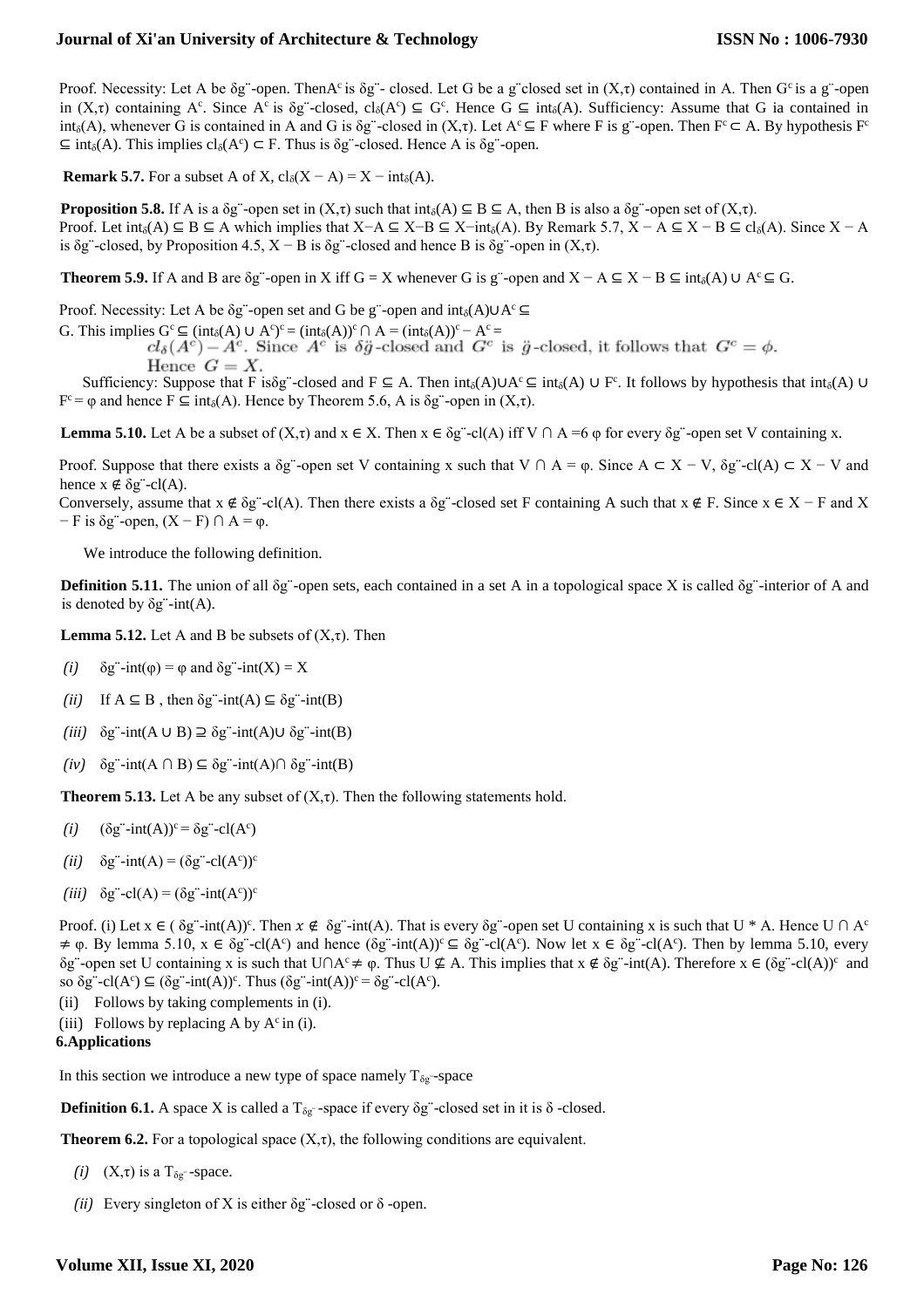Proof. Necessity: Let A be δg¨-open. Then$A^c$ is δg¨- closed. Let G be a g¨closed set in (X,τ) contained in A. Then $G^c$ is a g¨-open in (X,τ) containing $A^c$. Since $A^c$ is δg¨-closed, $cl_\delta(A^c) \subseteq G^c$. Hence $G \subseteq int_\delta(A)$. Sufficiency: Assume that G ia contained in $int_\delta(A)$, whenever G is contained in A and G is δg¨-closed in (X,τ). Let $A^c \subseteq F$ where F is g¨-open. Then $F^c \subset A$. By hypothesis $F^c \subseteq int_\delta(A)$. This implies $cl_\delta(A^c) \subset F$. Thus is δg¨-closed. Hence A is δg¨-open.

**Remark 5.7.** For a subset A of X, $cl_\delta(X - A) = X - int_\delta(A)$.

**Proposition 5.8.** If A is a δg¨-open set in (X,τ) such that $int_\delta(A) \subseteq B \subseteq A$, then B is also a δg¨-open set of (X,τ).
Proof. Let $int_\delta(A) \subseteq B \subseteq A$ which implies that $X-A \subseteq X-B \subseteq X-int_\delta(A)$. By Remark 5.7, $X - A \subseteq X - B \subseteq cl_\delta(A)$. Since X − A is δg¨-closed, by Proposition 4.5, X − B is δg¨-closed and hence B is δg¨-open in (X,τ).

**Theorem 5.9.** If A and B are δg¨-open in X iff G = X whenever G is g¨-open and $X - A \subseteq X - B \subseteq int_\delta(A) \cup A^c \subseteq G$.

Proof. Necessity: Let A be δg¨-open set and G be g¨-open and $int_\delta(A) \cup A^c \subseteq$ G. This implies $G^c \subseteq (int_\delta(A) \cup A^c)^c = (int_\delta(A))^c \cap A = (int_\delta(A))^c - A^c = cl_\delta(A^c) - A^c$. Since $A^c$ is $\delta\ddot{g}$-closed and $G^c$ is $\ddot{g}$-closed, it follows that $G^c = \phi$. Hence $G = X$.

Sufficiency: Suppose that F isδg¨-closed and $F \subseteq A$. Then $int_\delta(A) \cup A^c \subseteq int_\delta(A) \cup F^c$. It follows by hypothesis that $int_\delta(A) \cup F^c = \varphi$ and hence $F \subseteq int_\delta(A)$. Hence by Theorem 5.6, A is δg¨-open in (X,τ).

**Lemma 5.10.** Let A be a subset of (X,τ) and x ∈ X. Then x ∈ δg¨-cl(A) iff V ∩ A =6 φ for every δg¨-open set V containing x.

Proof. Suppose that there exists a δg¨-open set V containing x such that V ∩ A = φ. Since A ⊂ X − V, δg¨-cl(A) ⊂ X − V and hence x ∉ δg¨-cl(A).
Conversely, assume that x ∉ δg¨-cl(A). Then there exists a δg¨-closed set F containing A such that x ∉ F. Since x ∈ X − F and X − F is δg¨-open, (X − F) ∩ A = φ.

We introduce the following definition.

**Definition 5.11.** The union of all δg¨-open sets, each contained in a set A in a topological space X is called δg¨-interior of A and is denoted by δg¨-int(A).

**Lemma 5.12.** Let A and B be subsets of (X,τ). Then

*(i)* δg¨-int(φ) = φ and δg¨-int(X) = X

*(ii)* If A ⊆ B , then δg¨-int(A) ⊆ δg¨-int(B)

*(iii)* δg¨-int(A ∪ B) ⊇ δg¨-int(A)∪ δg¨-int(B)

*(iv)* δg¨-int(A ∩ B) ⊆ δg¨-int(A)∩ δg¨-int(B)

**Theorem 5.13.** Let A be any subset of (X,τ). Then the following statements hold.

*(i)* $(δg¨\text{-int}(A))^c$ = δg¨-cl($A^c$)

*(ii)* δg¨-int(A) = $(δg¨\text{-cl}(A^c))^c$

*(iii)* δg¨-cl(A) = $(δg¨\text{-int}(A^c))^c$

Proof. (i) Let x ∈ $( δg¨\text{-int}(A))^c$. Then $x \notin$ δg¨-int(A). That is every δg¨-open set U containing x is such that U * A. Hence U ∩ $A^c$ ≠ φ. By lemma 5.10, x ∈ δg¨-cl($A^c$) and hence $(δg¨\text{-int}(A))^c$ ⊆ δg¨-cl($A^c$). Now let x ∈ δg¨-cl($A^c$). Then by lemma 5.10, every δg¨-open set U containing x is such that U∩$A^c$ ≠ φ. Thus U ⊈ A. This implies that x ∉ δg¨-int(A). Therefore x ∈ $(δg¨\text{-cl}(A))^c$ and so δg¨-cl($A^c$) ⊆ $(δg¨\text{-int}(A))^c$. Thus $(δg¨\text{-int}(A))^c$ = δg¨-cl($A^c$).

(ii) Follows by taking complements in (i).

(iii) Follows by replacing A by $A^c$ in (i).

## 6.Applications

In this section we introduce a new type of space namely $T_{\delta g¨}$-space

**Definition 6.1.** A space X is called a $T_{\delta g¨}$-space if every δg¨-closed set in it is δ -closed.

**Theorem 6.2.** For a topological space (X,τ), the following conditions are equivalent.

*(i)* (X,τ) is a $T_{\delta g¨}$-space.

*(ii)* Every singleton of X is either δg¨-closed or δ -open.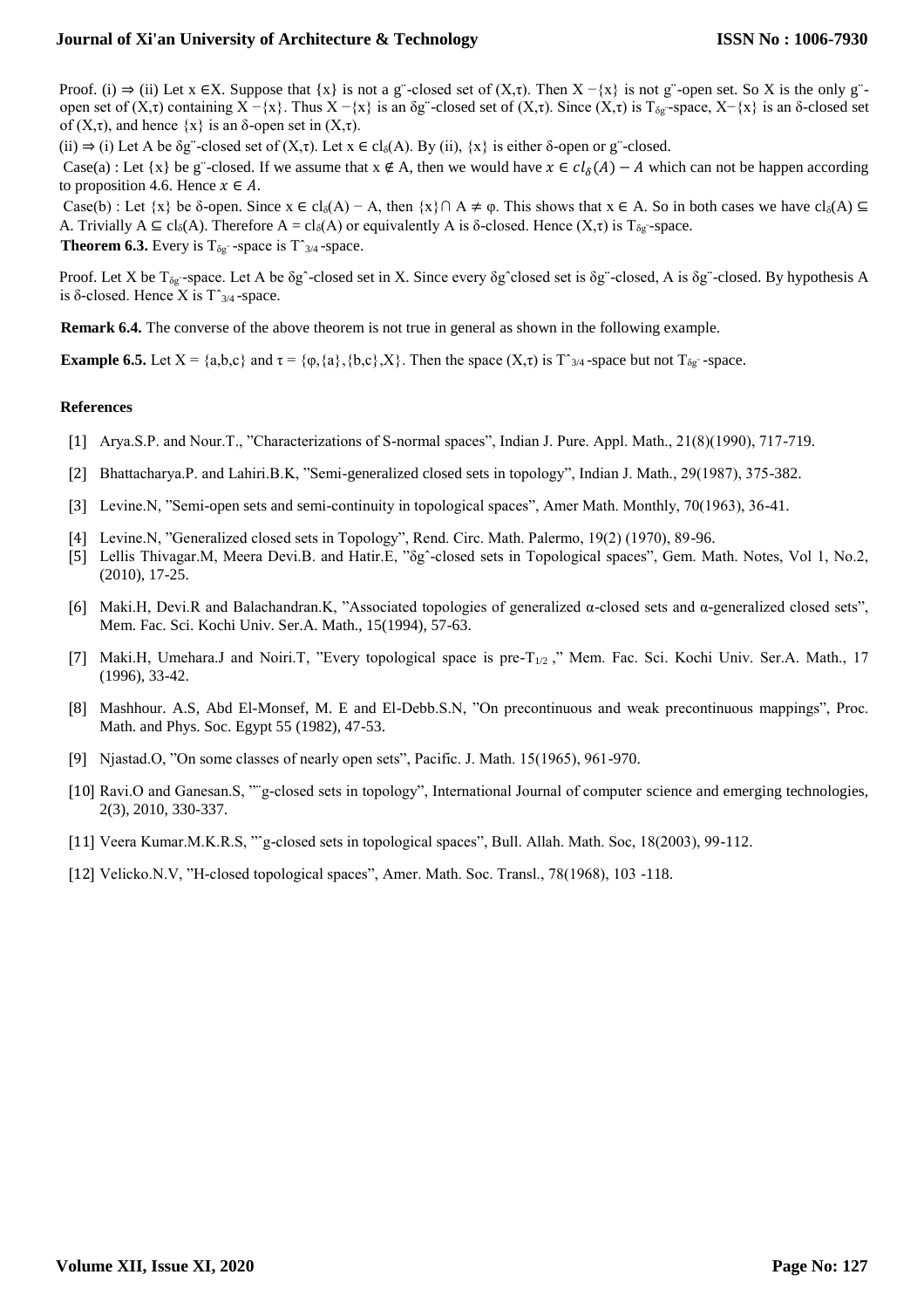Proof. (i) ⇒ (ii) Let $x \in X$. Suppose that $\{x\}$ is not a $\ddot{g}$-closed set of $(X,\tau)$. Then $X - \{x\}$ is not $\ddot{g}$-open set. So $X$ is the only $\ddot{g}$-open set of $(X,\tau)$ containing $X - \{x\}$. Thus $X - \{x\}$ is an $\delta\ddot{g}$-closed set of $(X,\tau)$. Since $(X,\tau)$ is $T_{\delta\ddot{g}}$-space, $X - \{x\}$ is an $\delta$-closed set of $(X,\tau)$, and hence $\{x\}$ is an $\delta$-open set in $(X,\tau)$.

(ii) ⇒ (i) Let A be $\delta\ddot{g}$-closed set of $(X,\tau)$. Let $x \in cl_\delta(A)$. By (ii), $\{x\}$ is either $\delta$-open or $\ddot{g}$-closed.

Case(a) : Let $\{x\}$ be $\ddot{g}$-closed. If we assume that $x \notin A$, then we would have $x \in cl_\delta(A) - A$ which can not be happen according to proposition 4.6. Hence $x \in A$.

Case(b) : Let $\{x\}$ be $\delta$-open. Since $x \in cl_\delta(A) - A$, then $\{x\} \cap A \neq \varphi$. This shows that $x \in A$. So in both cases we have $cl_\delta(A) \subseteq A$. Trivially $A \subseteq cl_\delta(A)$. Therefore $A = cl_\delta(A)$ or equivalently A is $\delta$-closed. Hence $(X,\tau)$ is $T_{\delta\ddot{g}}$-space.

**Theorem 6.3.** Every is $T_{\delta\ddot{g}}$ -space is $\hat{T}_{3/4}$ -space.

Proof. Let X be $T_{\delta\ddot{g}}$-space. Let A be $\delta\hat{g}$-closed set in X. Since every $\delta\hat{g}$closed set is $\delta\ddot{g}$-closed, A is $\delta\ddot{g}$-closed. By hypothesis A is $\delta$-closed. Hence X is $\hat{T}_{3/4}$ -space.

**Remark 6.4.** The converse of the above theorem is not true in general as shown in the following example.

**Example 6.5.** Let $X = \{a,b,c\}$ and $\tau = \{\varphi,\{a\},\{b,c\},X\}$. Then the space $(X,\tau)$ is $\hat{T}_{3/4}$ -space but not $T_{\delta\ddot{g}}$ -space.

## References

[1] Arya.S.P. and Nour.T., "Characterizations of S-normal spaces", Indian J. Pure. Appl. Math., 21(8)(1990), 717-719.

[2] Bhattacharya.P. and Lahiri.B.K, "Semi-generalized closed sets in topology", Indian J. Math., 29(1987), 375-382.

[3] Levine.N, "Semi-open sets and semi-continuity in topological spaces", Amer Math. Monthly, 70(1963), 36-41.

[4] Levine.N, "Generalized closed sets in Topology", Rend. Circ. Math. Palermo, 19(2) (1970), 89-96.

[5] Lellis Thivagar.M, Meera Devi.B. and Hatir.E, "δĝ-closed sets in Topological spaces", Gem. Math. Notes, Vol 1, No.2, (2010), 17-25.

[6] Maki.H, Devi.R and Balachandran.K, "Associated topologies of generalized α-closed sets and α-generalized closed sets", Mem. Fac. Sci. Kochi Univ. Ser.A. Math., 15(1994), 57-63.

[7] Maki.H, Umehara.J and Noiri.T, "Every topological space is pre-$T_{1/2}$ ," Mem. Fac. Sci. Kochi Univ. Ser.A. Math., 17 (1996), 33-42.

[8] Mashhour. A.S, Abd El-Monsef, M. E and El-Debb.S.N, "On precontinuous and weak precontinuous mappings", Proc. Math. and Phys. Soc. Egypt 55 (1982), 47-53.

[9] Njastad.O, "On some classes of nearly open sets", Pacific. J. Math. 15(1965), 961-970.

[10] Ravi.O and Ganesan.S, "g̈-closed sets in topology", International Journal of computer science and emerging technologies, 2(3), 2010, 330-337.

[11] Veera Kumar.M.K.R.S, "ĝ-closed sets in topological spaces", Bull. Allah. Math. Soc, 18(2003), 99-112.

[12] Velicko.N.V, "H-closed topological spaces", Amer. Math. Soc. Transl., 78(1968), 103 -118.